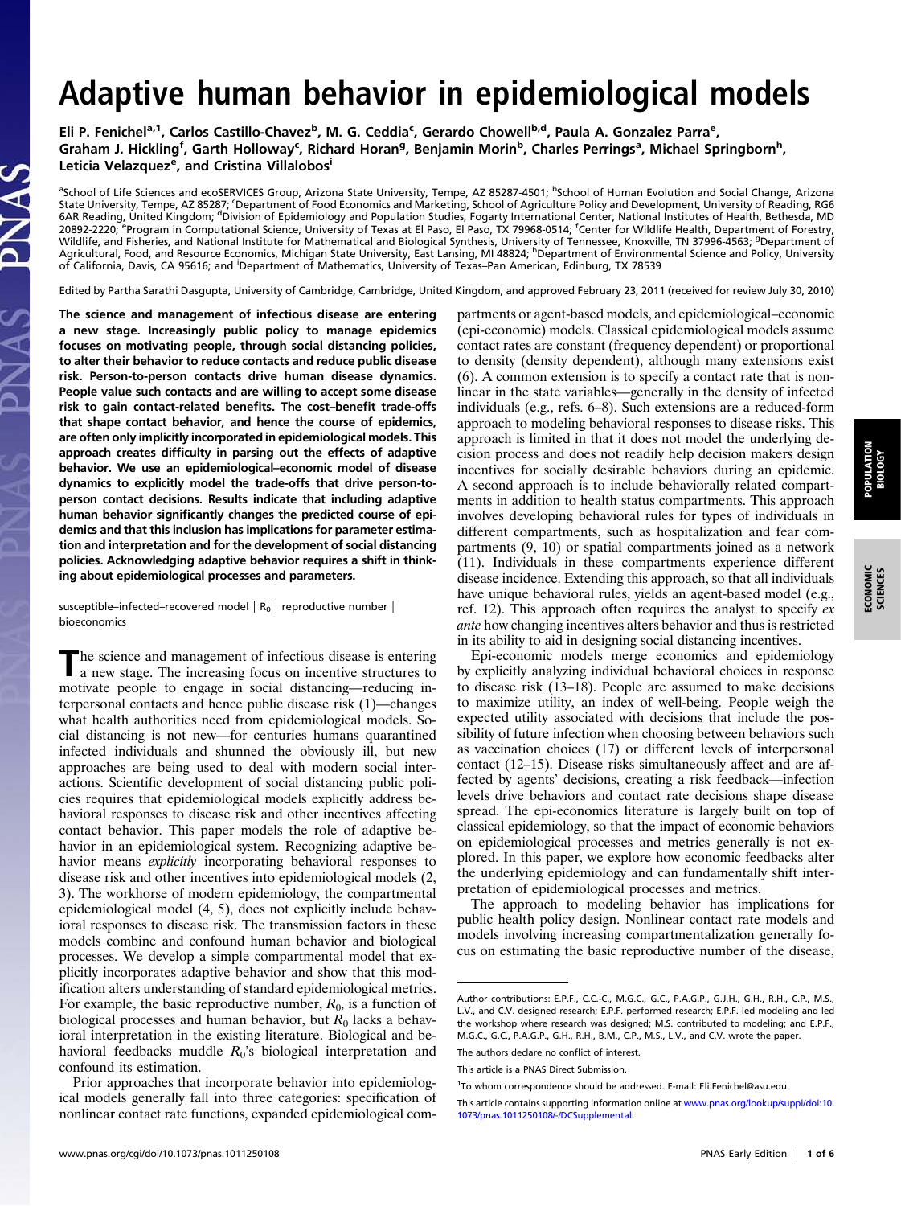# Adaptive human behavior in epidemiological models

Eli P. Fenichel[a,1], Carlos Castillo-Chavez[b], M. G. Ceddia[c], Gerardo Chowell[b,d], Paula A. Gonzalez Parra[e], Graham J. Hickling[f], Garth Holloway[c], Richard Horan[g], Benjamin Morin[b], Charles Perrings[a], Michael Springborn[h], Leticia Velazquez[e], and Cristina Villalobos[i]

[a]School of Life Sciences and ecoSERVICES Group, Arizona State University, Tempe, AZ 85287-4501; [b]School of Human Evolution and Social Change, Arizona State University, Tempe, AZ 85287; [c]Department of Food Economics and Marketing, School of Agriculture Policy and Development, University of Reading, RG6 6AR Reading, United Kingdom; [d]Division of Epidemiology and Population Studies, Fogarty International Center, National Institutes of Health, Bethesda, MD 20892-2220; [e]Program in Computational Science, University of Texas at El Paso, El Paso, TX 79968-0514; [f]Center for Wildlife Health, Department of Forestry, Wildlife, and Fisheries, and National Institute for Mathematical and Biological Synthesis, University of Tennessee, Knoxville, TN 37996-4563; [g]Department of Agricultural, Food, and Resource Economics, Michigan State University, East Lansing, MI 48824; [h]Department of Environmental Science and Policy, University of California, Davis, CA 95616; and [i]Department of Mathematics, University of Texas–Pan American, Edinburg, TX 78539

Edited by Partha Sarathi Dasgupta, University of Cambridge, Cambridge, United Kingdom, and approved February 23, 2011 (received for review July 30, 2010)

**The science and management of infectious disease are entering a new stage. Increasingly public policy to manage epidemics focuses on motivating people, through social distancing policies, to alter their behavior to reduce contacts and reduce public disease risk. Person-to-person contacts drive human disease dynamics. People value such contacts and are willing to accept some disease risk to gain contact-related benefits. The cost–benefit trade-offs that shape contact behavior, and hence the course of epidemics, are often only implicitly incorporated in epidemiological models. This approach creates difficulty in parsing out the effects of adaptive behavior. We use an epidemiological–economic model of disease dynamics to explicitly model the trade-offs that drive person-to-person contact decisions. Results indicate that including adaptive human behavior significantly changes the predicted course of epidemics and that this inclusion has implications for parameter estimation and interpretation and for the development of social distancing policies. Acknowledging adaptive behavior requires a shift in thinking about epidemiological processes and parameters.**

susceptible–infected–recovered model | $R_0$ | reproductive number | bioeconomics

The science and management of infectious disease is entering a new stage. The increasing focus on incentive structures to motivate people to engage in social distancing—reducing interpersonal contacts and hence public disease risk (1)—changes what health authorities need from epidemiological models. Social distancing is not new—for centuries humans quarantined infected individuals and shunned the obviously ill, but new approaches are being used to deal with modern social interactions. Scientific development of social distancing public policies requires that epidemiological models explicitly address behavioral responses to disease risk and other incentives affecting contact behavior. This paper models the role of adaptive behavior in an epidemiological system. Recognizing adaptive behavior means *explicitly* incorporating behavioral responses to disease risk and other incentives into epidemiological models (2, 3). The workhorse of modern epidemiology, the compartmental epidemiological model (4, 5), does not explicitly include behavioral responses to disease risk. The transmission factors in these models combine and confound human behavior and biological processes. We develop a simple compartmental model that explicitly incorporates adaptive behavior and show that this modification alters understanding of standard epidemiological metrics. For example, the basic reproductive number, $R_0$, is a function of biological processes and human behavior, but $R_0$ lacks a behavioral interpretation in the existing literature. Biological and behavioral feedbacks muddle $R_0$'s biological interpretation and confound its estimation.

Prior approaches that incorporate behavior into epidemiological models generally fall into three categories: specification of nonlinear contact rate functions, expanded epidemiological compartments or agent-based models, and epidemiological–economic (epi-economic) models. Classical epidemiological models assume contact rates are constant (frequency dependent) or proportional to density (density dependent), although many extensions exist (6). A common extension is to specify a contact rate that is nonlinear in the state variables—generally in the density of infected individuals (e.g., refs. 6–8). Such extensions are a reduced-form approach to modeling behavioral responses to disease risks. This approach is limited in that it does not model the underlying decision process and does not readily help decision makers design incentives for socially desirable behaviors during an epidemic. A second approach is to include behaviorally related compartments in addition to health status compartments. This approach involves developing behavioral rules for types of individuals in different compartments, such as hospitalization and fear compartments (9, 10) or spatial compartments joined as a network (11). Individuals in these compartments experience different disease incidence. Extending this approach, so that all individuals have unique behavioral rules, yields an agent-based model (e.g., ref. 12). This approach often requires the analyst to specify *ex ante* how changing incentives alters behavior and thus is restricted in its ability to aid in designing social distancing incentives.

Epi-economic models merge economics and epidemiology by explicitly analyzing individual behavioral choices in response to disease risk (13–18). People are assumed to make decisions to maximize utility, an index of well-being. People weigh the expected utility associated with decisions that include the possibility of future infection when choosing between behaviors such as vaccination choices (17) or different levels of interpersonal contact (12–15). Disease risks simultaneously affect and are affected by agents' decisions, creating a risk feedback—infection levels drive behaviors and contact rate decisions shape disease spread. The epi-economics literature is largely built on top of classical epidemiology, so that the impact of economic behaviors on epidemiological processes and metrics generally is not explored. In this paper, we explore how economic feedbacks alter the underlying epidemiology and can fundamentally shift interpretation of epidemiological processes and metrics.

The approach to modeling behavior has implications for public health policy design. Nonlinear contact rate models and models involving increasing compartmentalization generally focus on estimating the basic reproductive number of the disease,

Author contributions: E.P.F., C.C.-C., M.G.C., G.C., P.A.G.P., G.J.H., G.H., R.H., C.P., M.S., L.V., and C.V. designed research; E.P.F. performed research; E.P.F. led modeling and led the workshop where research was designed; M.S. contributed to modeling; and E.P.F., M.G.C., G.C., P.A.G.P., G.H., R.H., B.M., C.P., M.S., L.V., and C.V. wrote the paper.

The authors declare no conflict of interest.

This article is a PNAS Direct Submission.

[1]To whom correspondence should be addressed. E-mail: Eli.Fenichel@asu.edu.

This article contains supporting information online at www.pnas.org/lookup/suppl/doi:10.1073/pnas.1011250108/-/DCSupplemental.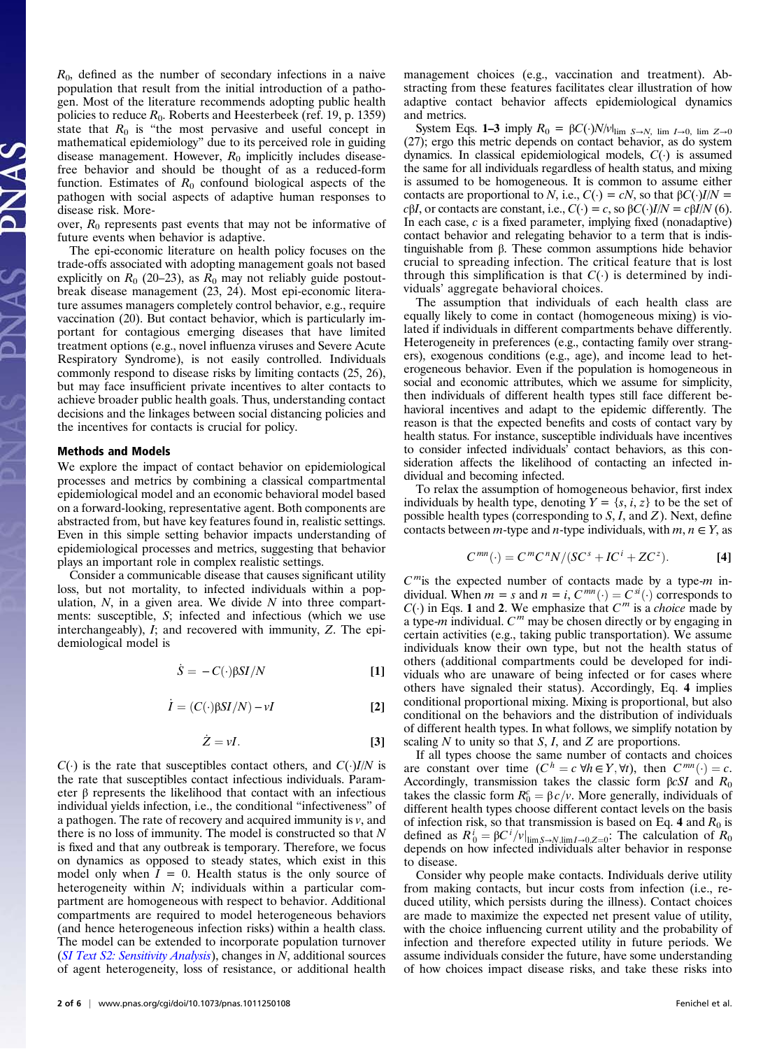$R_0$, defined as the number of secondary infections in a naive population that result from the initial introduction of a pathogen. Most of the literature recommends adopting public health policies to reduce $R_0$. Roberts and Heesterbeek (ref. 19, p. 1359) state that $R_0$ is "the most pervasive and useful concept in mathematical epidemiology" due to its perceived role in guiding disease management. However, $R_0$ implicitly includes disease-free behavior and should be thought of as a reduced-form function. Estimates of $R_0$ confound biological aspects of the pathogen with social aspects of adaptive human responses to disease risk. Moreover, $R_0$ represents past events that may not be informative of future events when behavior is adaptive.

The epi-economic literature on health policy focuses on the trade-offs associated with adopting management goals not based explicitly on $R_0$ (20–23), as $R_0$ may not reliably guide postoutbreak disease management (23, 24). Most epi-economic literature assumes managers completely control behavior, e.g., require vaccination (20). But contact behavior, which is particularly important for contagious emerging diseases that have limited treatment options (e.g., novel influenza viruses and Severe Acute Respiratory Syndrome), is not easily controlled. Individuals commonly respond to disease risks by limiting contacts (25, 26), but may face insufficient private incentives to alter contacts to achieve broader public health goals. Thus, understanding contact decisions and the linkages between social distancing policies and the incentives for contacts is crucial for policy.

## Methods and Models

We explore the impact of contact behavior on epidemiological processes and metrics by combining a classical compartmental epidemiological model and an economic behavioral model based on a forward-looking, representative agent. Both components are abstracted from, but have key features found in, realistic settings. Even in this simple setting behavior impacts understanding of epidemiological processes and metrics, suggesting that behavior plays an important role in complex realistic settings.

Consider a communicable disease that causes significant utility loss, but not mortality, to infected individuals within a population, $N$, in a given area. We divide $N$ into three compartments: susceptible, $S$; infected and infectious (which we use interchangeably), $I$; and recovered with immunity, $Z$. The epidemiological model is

$$\dot{S} = -C(\cdot)\beta SI/N \qquad [1]$$

$$\dot{I} = (C(\cdot)\beta SI/N) - vI \qquad [2]$$

$$\dot{Z} = vI. \qquad [3]$$

$C(\cdot)$ is the rate that susceptibles contact others, and $C(\cdot)I/N$ is the rate that susceptibles contact infectious individuals. Parameter $\beta$ represents the likelihood that contact with an infectious individual yields infection, i.e., the conditional "infectiveness" of a pathogen. The rate of recovery and acquired immunity is $v$, and there is no loss of immunity. The model is constructed so that $N$ is fixed and that any outbreak is temporary. Therefore, we focus on dynamics as opposed to steady states, which exist in this model only when $I = 0$. Health status is the only source of heterogeneity within $N$; individuals within a particular compartment are homogeneous with respect to behavior. Additional compartments are required to model heterogeneous behaviors (and hence heterogeneous infection risks) within a health class. The model can be extended to incorporate population turnover (*SI Text S2: Sensitivity Analysis*), changes in $N$, additional sources of agent heterogeneity, loss of resistance, or additional health management choices (e.g., vaccination and treatment). Abstracting from these features facilitates clear illustration of how adaptive contact behavior affects epidemiological dynamics and metrics.

System Eqs. **1–3** imply $R_0 = \beta C(\cdot)N/v|_{\lim S\to N,\ \lim I\to 0,\ \lim Z\to 0}$ (27); ergo this metric depends on contact behavior, as do system dynamics. In classical epidemiological models, $C(\cdot)$ is assumed the same for all individuals regardless of health status, and mixing is assumed to be homogeneous. It is common to assume either contacts are proportional to $N$, i.e., $C(\cdot) = cN$, so that $\beta C(\cdot)I/N = c\beta I$, or contacts are constant, i.e., $C(\cdot) = c$, so $\beta C(\cdot)I/N = c\beta I/N$ (6). In each case, $c$ is a fixed parameter, implying fixed (nonadaptive) contact behavior and relegating behavior to a term that is indistinguishable from $\beta$. These common assumptions hide behavior crucial to spreading infection. The critical feature that is lost through this simplification is that $C(\cdot)$ is determined by individuals' aggregate behavioral choices.

The assumption that individuals of each health class are equally likely to come in contact (homogeneous mixing) is violated if individuals in different compartments behave differently. Heterogeneity in preferences (e.g., contacting family over strangers), exogenous conditions (e.g., age), and income lead to heterogeneous behavior. Even if the population is homogeneous in social and economic attributes, which we assume for simplicity, then individuals of different health types still face different behavioral incentives and adapt to the epidemic differently. The reason is that the expected benefits and costs of contact vary by health status. For instance, susceptible individuals have incentives to consider infected individuals' contact behaviors, as this consideration affects the likelihood of contacting an infected individual and becoming infected.

To relax the assumption of homogeneous behavior, first index individuals by health type, denoting $Y = \{s, i, z\}$ to be the set of possible health types (corresponding to $S$, $I$, and $Z$). Next, define contacts between $m$-type and $n$-type individuals, with $m, n \in Y$, as

$$C^{mn}(\cdot) = C^m C^n N/(SC^s + IC^i + ZC^z). \qquad [4]$$

$C^m$ is the expected number of contacts made by a type-$m$ individual. When $m = s$ and $n = i$, $C^{mn}(\cdot) = C^{si}(\cdot)$ corresponds to $C(\cdot)$ in Eqs. **1** and **2**. We emphasize that $C^m$ is a *choice* made by a type-$m$ individual. $C^m$ may be chosen directly or by engaging in certain activities (e.g., taking public transportation). We assume individuals know their own type, but not the health status of others (additional compartments could be developed for individuals who are unaware of being infected or for cases where others have signaled their status). Accordingly, Eq. **4** implies conditional proportional mixing. Mixing is proportional, but also conditional on the behaviors and the distribution of individuals of different health types. In what follows, we simplify notation by scaling $N$ to unity so that $S$, $I$, and $Z$ are proportions.

If all types choose the same number of contacts and choices are constant over time ($C^h = c\ \forall h \in Y, \forall t$), then $C^{mn}(\cdot) = c$. Accordingly, transmission takes the classic form $\beta cSI$ and $R_0$ takes the classic form $R_0^c = \beta c/v$. More generally, individuals of different health types choose different contact levels on the basis of infection risk, so that transmission is based on Eq. **4** and $R_0$ is defined as $R_0^i = \beta C^i/v|_{\lim S\to N, \lim I\to 0, Z=0}$: The calculation of $R_0$ depends on how infected individuals alter behavior in response to disease.

Consider why people make contacts. Individuals derive utility from making contacts, but incur costs from infection (i.e., reduced utility, which persists during the illness). Contact choices are made to maximize the expected net present value of utility, with the choice influencing current utility and the probability of infection and therefore expected utility in future periods. We assume individuals consider the future, have some understanding of how choices impact disease risks, and take these risks into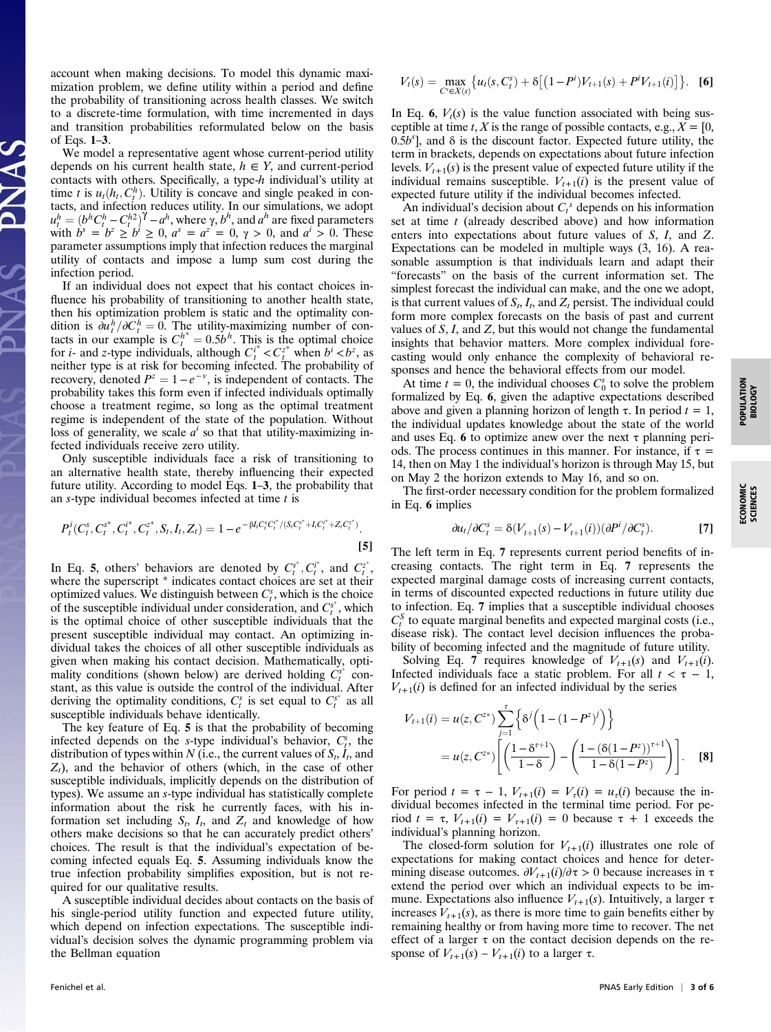account when making decisions. To model this dynamic maximization problem, we define utility within a period and define the probability of transitioning across health classes. We switch to a discrete-time formulation, with time incremented in days and transition probabilities reformulated below on the basis of Eqs. **1**–**3**.

We model a representative agent whose current-period utility depends on his current health state, $h \in Y$, and current-period contacts with others. Specifically, a type-$h$ individual's utility at time $t$ is $u_t(h_t, C_t^h)$. Utility is concave and single peaked in contacts, and infection reduces utility. In our simulations, we adopt $u_t^h = (b^h C_t^h - C_t^{h2})^\gamma - a^h$, where $\gamma$, $b^h$, and $a^h$ are fixed parameters with $b^s = b^z \geq b^i \geq 0$, $a^s = a^z = 0$, $\gamma > 0$, and $a^i > 0$. These parameter assumptions imply that infection reduces the marginal utility of contacts and impose a lump sum cost during the infection period.

If an individual does not expect that his contact choices influence his probability of transitioning to another health state, then his optimization problem is static and the optimality condition is $\partial u_t^h / \partial C_t^h = 0$. The utility-maximizing number of contacts in our example is $C_t^{h*} = 0.5b^h$. This is the optimal choice for $i$- and $z$-type individuals, although $C_t^{i*} < C_t^{z*}$ when $b^i < b^z$, as neither type is at risk for becoming infected. The probability of recovery, denoted $P^z = 1 - e^{-\nu}$, is independent of contacts. The probability takes this form even if infected individuals optimally choose a treatment regime, so long as the optimal treatment regime is independent of the state of the population. Without loss of generality, we scale $a^i$ so that that utility-maximizing infected individuals receive zero utility.

Only susceptible individuals face a risk of transitioning to an alternative health state, thereby influencing their expected future utility. According to model Eqs. **1**–**3**, the probability that an $s$-type individual becomes infected at time $t$ is

$$P_t^i(C_t^s, C_t^{s*}, C_t^{i*}, C_t^{z*}, S_t, I_t, Z_t) = 1 - e^{-\beta I_t C_t^s C_t^{i*} / (S_t C_t^{s*} + I_t C_t^{i*} + Z_t C_t^{z*})}. \quad [5]$$

In Eq. **5**, others' behaviors are denoted by $C_t^{s*}$, $C_t^{i*}$, and $C_t^{z*}$, where the superscript * indicates contact choices are set at their optimized values. We distinguish between $C_t^s$, which is the choice of the susceptible individual under consideration, and $C_t^{s*}$, which is the optimal choice of other susceptible individuals that the present susceptible individual may contact. An optimizing individual takes the choices of all other susceptible individuals as given when making his contact decision. Mathematically, optimality conditions (shown below) are derived holding $C_t^{s*}$ constant, as this value is outside the control of the individual. After deriving the optimality conditions, $C_t^s$ is set equal to $C_t^{s*}$ as all susceptible individuals behave identically.

The key feature of Eq. **5** is that the probability of becoming infected depends on the $s$-type individual's behavior, $C_t^s$, the distribution of types within $N$ (i.e., the current values of $S_t$, $I_t$, and $Z_t$), and the behavior of others (which, in the case of other susceptible individuals, implicitly depends on the distribution of types). We assume an $s$-type individual has statistically complete information about the risk he currently faces, with his information set including $S_t$, $I_t$, and $Z_t$ and knowledge of how others make decisions so that he can accurately predict others' choices. The result is that the individual's expectation of becoming infected equals Eq. **5**. Assuming individuals know the true infection probability simplifies exposition, but is not required for our qualitative results.

A susceptible individual decides about contacts on the basis of his single-period utility function and expected future utility, which depend on infection expectations. The susceptible individual's decision solves the dynamic programming problem via the Bellman equation

$$V_t(s) = \max_{C^s \in X(s)} \left\{ u_t(s, C_t^s) + \delta\left[(1 - P^i)V_{t+1}(s) + P^i V_{t+1}(i)\right] \right\}. \quad [6]$$

In Eq. **6**, $V_t(s)$ is the value function associated with being susceptible at time $t$, $X$ is the range of possible contacts, e.g., $X = [0, 0.5b^s]$, and $\delta$ is the discount factor. Expected future utility, the term in brackets, depends on expectations about future infection levels. $V_{t+1}(s)$ is the present value of expected future utility if the individual remains susceptible. $V_{t+1}(i)$ is the present value of expected future utility if the individual becomes infected.

An individual's decision about $C_t^s$ depends on his information set at time $t$ (already described above) and how information enters into expectations about future values of $S$, $I$, and $Z$. Expectations can be modeled in multiple ways (3, 16). A reasonable assumption is that individuals learn and adapt their "forecasts" on the basis of the current information set. The simplest forecast the individual can make, and the one we adopt, is that current values of $S_t$, $I_t$, and $Z_t$ persist. The individual could form more complex forecasts on the basis of past and current values of $S$, $I$, and $Z$, but this would not change the fundamental insights that behavior matters. More complex individual forecasting would only enhance the complexity of behavioral responses and hence the behavioral effects from our model.

At time $t = 0$, the individual chooses $C_0^s$ to solve the problem formalized by Eq. **6**, given the adaptive expectations described above and given a planning horizon of length $\tau$. In period $t = 1$, the individual updates knowledge about the state of the world and uses Eq. **6** to optimize anew over the next $\tau$ planning periods. The process continues in this manner. For instance, if $\tau = 14$, then on May 1 the individual's horizon is through May 15, but on May 2 the horizon extends to May 16, and so on.

The first-order necessary condition for the problem formalized in Eq. **6** implies

$$\partial u_t / \partial C_t^s = \delta(V_{t+1}(s) - V_{t+1}(i))(\partial P^i / \partial C_t^s). \quad [7]$$

The left term in Eq. **7** represents current period benefits of increasing contacts. The right term in Eq. **7** represents the expected marginal damage costs of increasing current contacts, in terms of discounted expected reductions in future utility due to infection. Eq. **7** implies that a susceptible individual chooses $C_t^S$ to equate marginal benefits and expected marginal costs (i.e., disease risk). The contact level decision influences the probability of becoming infected and the magnitude of future utility.

Solving Eq. **7** requires knowledge of $V_{t+1}(s)$ and $V_{t+1}(i)$. Infected individuals face a static problem. For all $t < \tau - 1$, $V_{t+1}(i)$ is defined for an infected individual by the series

$$\begin{aligned} V_{t+1}(i) &= u(z, C^{z*}) \sum_{j=1}^{\tau} \left\{ \delta^j \left(1 - (1 - P^z)^j\right) \right\} \\ &= u(z, C^{z*}) \left[ \left( \frac{1 - \delta^{\tau+1}}{1 - \delta} \right) - \left( \frac{1 - (\delta(1 - P^z))^{\tau+1}}{1 - \delta(1 - P^z)} \right) \right]. \end{aligned} \quad [8]$$

For period $t = \tau - 1$, $V_{t+1}(i) = V_\tau(i) = u_\tau(i)$ because the individual becomes infected in the terminal time period. For period $t = \tau$, $V_{t+1}(i) = V_{\tau+1}(i) = 0$ because $\tau + 1$ exceeds the individual's planning horizon.

The closed-form solution for $V_{t+1}(i)$ illustrates one role of expectations for making contact choices and hence for determining disease outcomes. $\partial V_{t+1}(i) / \partial \tau > 0$ because increases in $\tau$ extend the period over which an individual expects to be immune. Expectations also influence $V_{t+1}(s)$. Intuitively, a larger $\tau$ increases $V_{t+1}(s)$, as there is more time to gain benefits either by remaining healthy or from having more time to recover. The net effect of a larger $\tau$ on the contact decision depends on the response of $V_{t+1}(s) - V_{t+1}(i)$ to a larger $\tau$.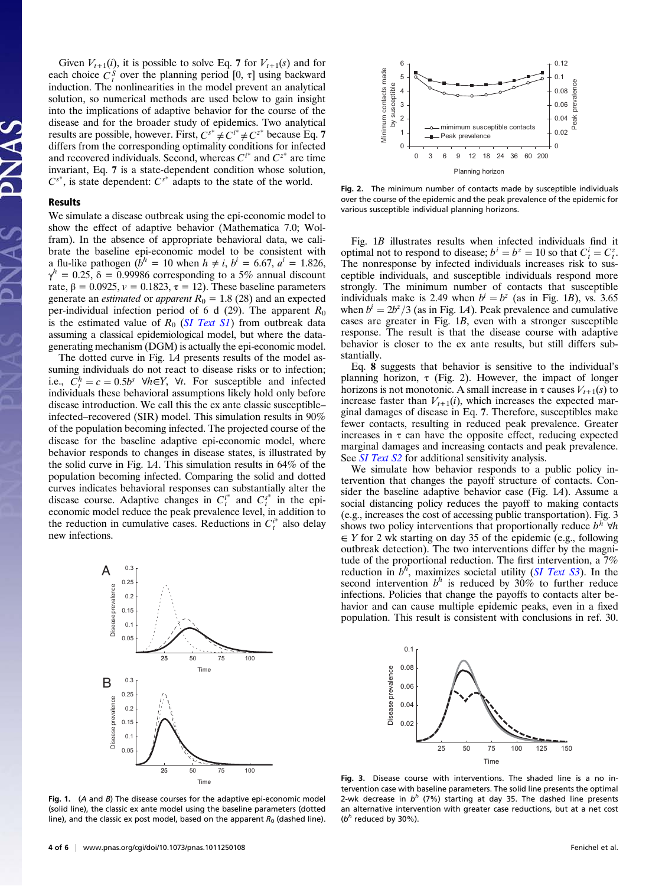Given $V_{t+1}(i)$, it is possible to solve Eq. **7** for $V_{t+1}(s)$ and for each choice $C_t^S$ over the planning period $[0, \tau]$ using backward induction. The nonlinearities in the model prevent an analytical solution, so numerical methods are used below to gain insight into the implications of adaptive behavior for the course of the disease and for the broader study of epidemics. Two analytical results are possible, however. First, $C^{s*} \neq C^{i*} \neq C^{z*}$ because Eq. **7** differs from the corresponding optimality conditions for infected and recovered individuals. Second, whereas $C^{i*}$ and $C^{z*}$ are time invariant, Eq. **7** is a state-dependent condition whose solution, $C^{s*}$, is state dependent: $C^{s*}$ adapts to the state of the world.

## Results

We simulate a disease outbreak using the epi-economic model to show the effect of adaptive behavior (Mathematica 7.0; Wolfram). In the absence of appropriate behavioral data, we calibrate the baseline epi-economic model to be consistent with a flu-like pathogen ($b^h = 10$ when $h \neq i$, $b^i = 6.67$, $a^i = 1.826$, $\gamma^h = 0.25$, $\delta = 0.99986$ corresponding to a 5% annual discount rate, $\beta = 0.0925$, $\nu = 0.1823$, $\tau = 12$). These baseline parameters generate an *estimated* or *apparent* $R_0 = 1.8$ (28) and an expected per-individual infection period of 6 d (29). The apparent $R_0$ is the estimated value of $R_0$ (*SI Text S1*) from outbreak data assuming a classical epidemiological model, but where the data-generating mechanism (DGM) is actually the epi-economic model.

The dotted curve in Fig. 1*A* presents results of the model assuming individuals do not react to disease risks or to infection; i.e., $C_t^h = c = 0.5b^s$ $\forall h \in Y$, $\forall t$. For susceptible and infected individuals these behavioral assumptions likely hold only before disease introduction. We call this the ex ante classic susceptible–infected–recovered (SIR) model. This simulation results in 90% of the population becoming infected. The projected course of the disease for the baseline adaptive epi-economic model, where behavior responds to changes in disease states, is illustrated by the solid curve in Fig. 1*A*. This simulation results in 64% of the population becoming infected. Comparing the solid and dotted curves indicates behavioral responses can substantially alter the disease course. Adaptive changes in $C_t^{i*}$ and $C_t^{s*}$ in the epi-economic model reduce the peak prevalence level, in addition to the reduction in cumulative cases. Reductions in $C_t^{i*}$ also delay new infections.

**Fig. 1.** (*A* and *B*) The disease courses for the adaptive epi-economic model (solid line), the classic ex ante model using the baseline parameters (dotted line), and the classic ex post model, based on the apparent $R_0$ (dashed line).

**Fig. 2.** The minimum number of contacts made by susceptible individuals over the course of the epidemic and the peak prevalence of the epidemic for various susceptible individual planning horizons.

Fig. 1*B* illustrates results when infected individuals find it optimal not to respond to disease; $b^i = b^z = 10$ so that $C_t^i = C_t^z$. The nonresponse by infected individuals increases risk to susceptible individuals, and susceptible individuals respond more strongly. The minimum number of contacts that susceptible individuals make is 2.49 when $b^i = b^z$ (as in Fig. 1*B*), vs. 3.65 when $b^i = 2b^z/3$ (as in Fig. 1*A*). Peak prevalence and cumulative cases are greater in Fig. 1*B*, even with a stronger susceptible response. The result is that the disease course with adaptive behavior is closer to the ex ante results, but still differs substantially.

Eq. **8** suggests that behavior is sensitive to the individual's planning horizon, $\tau$ (Fig. 2). However, the impact of longer horizons is not monotonic. A small increase in $\tau$ causes $V_{t+1}(s)$ to increase faster than $V_{t+1}(i)$, which increases the expected marginal damages of disease in Eq. **7**. Therefore, susceptibles make fewer contacts, resulting in reduced peak prevalence. Greater increases in $\tau$ can have the opposite effect, reducing expected marginal damages and increasing contacts and peak prevalence. See *SI Text S2* for additional sensitivity analysis.

We simulate how behavior responds to a public policy intervention that changes the payoff structure of contacts. Consider the baseline adaptive behavior case (Fig. 1*A*). Assume a social distancing policy reduces the payoff to making contacts (e.g., increases the cost of accessing public transportation). Fig. 3 shows two policy interventions that proportionally reduce $b^h$ $\forall h \in Y$ for 2 wk starting on day 35 of the epidemic (e.g., following outbreak detection). The two interventions differ by the magnitude of the proportional reduction. The first intervention, a 7% reduction in $b^h$, maximizes societal utility (*SI Text S3*). In the second intervention $b^h$ is reduced by 30% to further reduce infections. Policies that change the payoffs to contacts alter behavior and can cause multiple epidemic peaks, even in a fixed population. This result is consistent with conclusions in ref. 30.

**Fig. 3.** Disease course with interventions. The shaded line is a no intervention case with baseline parameters. The solid line presents the optimal 2-wk decrease in $b^h$ (7%) starting at day 35. The dashed line presents an alternative intervention with greater case reductions, but at a net cost ($b^h$ reduced by 30%).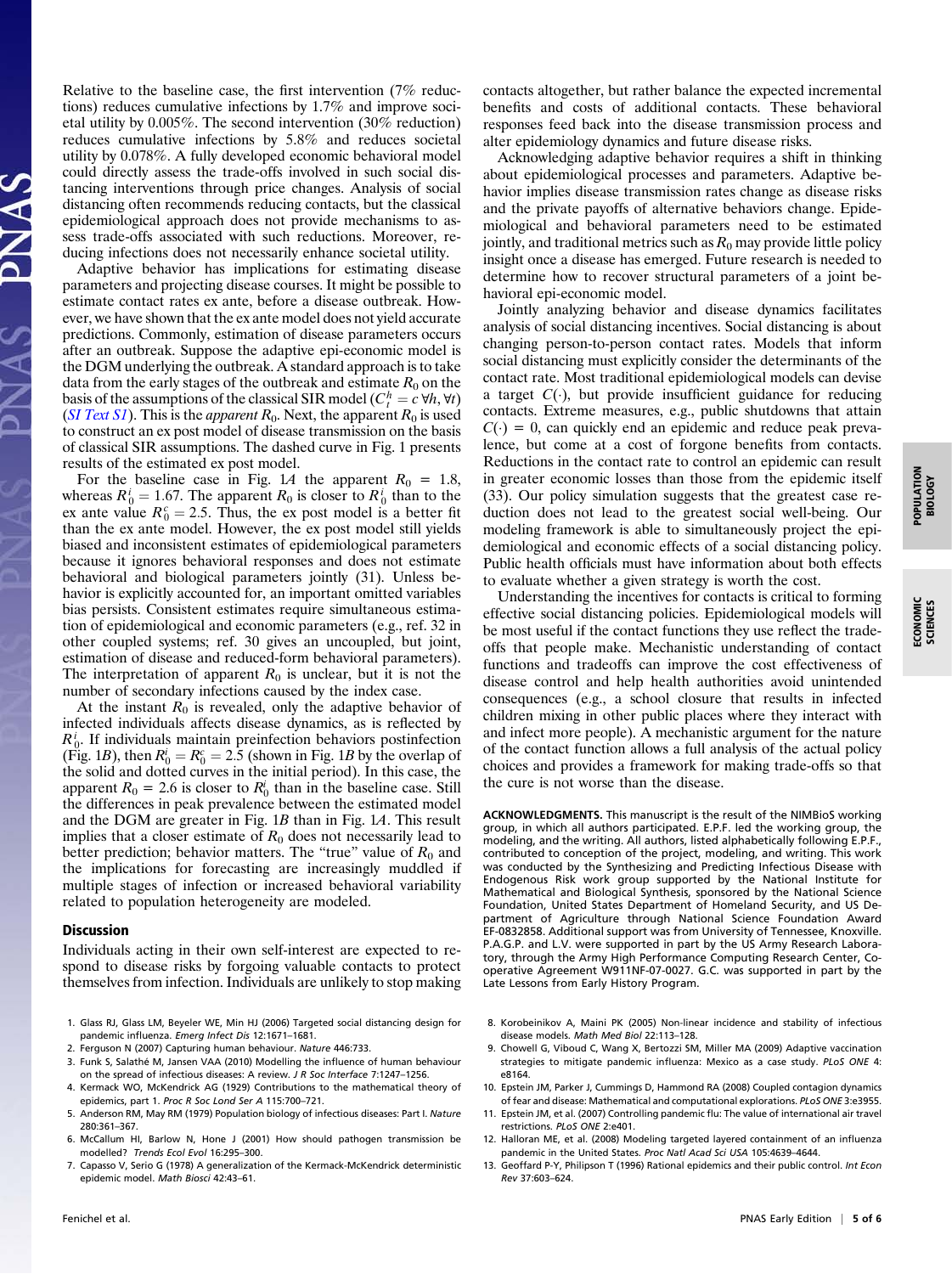Relative to the baseline case, the first intervention (7% reductions) reduces cumulative infections by 1.7% and improve societal utility by 0.005%. The second intervention (30% reduction) reduces cumulative infections by 5.8% and reduces societal utility by 0.078%. A fully developed economic behavioral model could directly assess the trade-offs involved in such social distancing interventions through price changes. Analysis of social distancing often recommends reducing contacts, but the classical epidemiological approach does not provide mechanisms to assess trade-offs associated with such reductions. Moreover, reducing infections does not necessarily enhance societal utility.

Adaptive behavior has implications for estimating disease parameters and projecting disease courses. It might be possible to estimate contact rates ex ante, before a disease outbreak. However, we have shown that the ex ante model does not yield accurate predictions. Commonly, estimation of disease parameters occurs after an outbreak. Suppose the adaptive epi-economic model is the DGM underlying the outbreak. A standard approach is to take data from the early stages of the outbreak and estimate $R_0$ on the basis of the assumptions of the classical SIR model ($C_t^h = c\ \forall h, \forall t$) (*SI Text S1*). This is the *apparent* $R_0$. Next, the apparent $R_0$ is used to construct an ex post model of disease transmission on the basis of classical SIR assumptions. The dashed curve in Fig. 1 presents results of the estimated ex post model.

For the baseline case in Fig. 1*A* the apparent $R_0 = 1.8$, whereas $R_0^i = 1.67$. The apparent $R_0$ is closer to $R_0^i$ than to the ex ante value $R_0^c = 2.5$. Thus, the ex post model is a better fit than the ex ante model. However, the ex post model still yields biased and inconsistent estimates of epidemiological parameters because it ignores behavioral responses and does not estimate behavioral and biological parameters jointly (31). Unless behavior is explicitly accounted for, an important omitted variables bias persists. Consistent estimates require simultaneous estimation of epidemiological and economic parameters (e.g., ref. 32 in other coupled systems; ref. 30 gives an uncoupled, but joint, estimation of disease and reduced-form behavioral parameters). The interpretation of apparent $R_0$ is unclear, but it is not the number of secondary infections caused by the index case.

At the instant $R_0$ is revealed, only the adaptive behavior of infected individuals affects disease dynamics, as is reflected by $R_0^i$. If individuals maintain preinfection behaviors postinfection (Fig. 1*B*), then $R_0^i = R_0^c = 2.5$ (shown in Fig. 1*B* by the overlap of the solid and dotted curves in the initial period). In this case, the apparent $R_0 = 2.6$ is closer to $R_0^i$ than in the baseline case. Still the differences in peak prevalence between the estimated model and the DGM are greater in Fig. 1*B* than in Fig. 1*A*. This result implies that a closer estimate of $R_0$ does not necessarily lead to better prediction; behavior matters. The "true" value of $R_0$ and the implications for forecasting are increasingly muddled if multiple stages of infection or increased behavioral variability related to population heterogeneity are modeled.

## Discussion

Individuals acting in their own self-interest are expected to respond to disease risks by forgoing valuable contacts to protect themselves from infection. Individuals are unlikely to stop making contacts altogether, but rather balance the expected incremental benefits and costs of additional contacts. These behavioral responses feed back into the disease transmission process and alter epidemiology dynamics and future disease risks.

Acknowledging adaptive behavior requires a shift in thinking about epidemiological processes and parameters. Adaptive behavior implies disease transmission rates change as disease risks and the private payoffs of alternative behaviors change. Epidemiological and behavioral parameters need to be estimated jointly, and traditional metrics such as $R_0$ may provide little policy insight once a disease has emerged. Future research is needed to determine how to recover structural parameters of a joint behavioral epi-economic model.

Jointly analyzing behavior and disease dynamics facilitates analysis of social distancing incentives. Social distancing is about changing person-to-person contact rates. Models that inform social distancing must explicitly consider the determinants of the contact rate. Most traditional epidemiological models can devise a target $C(\cdot)$, but provide insufficient guidance for reducing contacts. Extreme measures, e.g., public shutdowns that attain $C(\cdot) = 0$, can quickly end an epidemic and reduce peak prevalence, but come at a cost of forgone benefits from contacts. Reductions in the contact rate to control an epidemic can result in greater economic losses than those from the epidemic itself (33). Our policy simulation suggests that the greatest case reduction does not lead to the greatest social well-being. Our modeling framework is able to simultaneously project the epidemiological and economic effects of a social distancing policy. Public health officials must have information about both effects to evaluate whether a given strategy is worth the cost.

Understanding the incentives for contacts is critical to forming effective social distancing policies. Epidemiological models will be most useful if the contact functions they use reflect the tradeoffs that people make. Mechanistic understanding of contact functions and tradeoffs can improve the cost effectiveness of disease control and help health authorities avoid unintended consequences (e.g., a school closure that results in infected children mixing in other public places where they interact with and infect more people). A mechanistic argument for the nature of the contact function allows a full analysis of the actual policy choices and provides a framework for making trade-offs so that the cure is not worse than the disease.

**ACKNOWLEDGMENTS.** This manuscript is the result of the NIMBioS working group, in which all authors participated. E.P.F. led the working group, the modeling, and the writing. All authors, listed alphabetically following E.P.F., contributed to conception of the project, modeling, and writing. This work was conducted by the Synthesizing and Predicting Infectious Disease with Endogenous Risk work group supported by the National Institute for Mathematical and Biological Synthesis, sponsored by the National Science Foundation, United States Department of Homeland Security, and US Department of Agriculture through National Science Foundation Award EF-0832858. Additional support was from University of Tennessee, Knoxville. P.A.G.P. and L.V. were supported in part by the US Army Research Laboratory, through the Army High Performance Computing Research Center, Cooperative Agreement W911NF-07-0027. G.C. was supported in part by the Late Lessons from Early History Program.

1. Glass RJ, Glass LM, Beyeler WE, Min HJ (2006) Targeted social distancing design for pandemic influenza. *Emerg Infect Dis* 12:1671–1681.
2. Ferguson N (2007) Capturing human behaviour. *Nature* 446:733.
3. Funk S, Salathé M, Jansen VAA (2010) Modelling the influence of human behaviour on the spread of infectious diseases: A review. *J R Soc Interface* 7:1247–1256.
4. Kermack WO, McKendrick AG (1929) Contributions to the mathematical theory of epidemics, part 1. *Proc R Soc Lond Ser A* 115:700–721.
5. Anderson RM, May RM (1979) Population biology of infectious diseases: Part I. *Nature* 280:361–367.
6. McCallum HI, Barlow N, Hone J (2001) How should pathogen transmission be modelled? *Trends Ecol Evol* 16:295–300.
7. Capasso V, Serio G (1978) A generalization of the Kermack-McKendrick deterministic epidemic model. *Math Biosci* 42:43–61.
8. Korobeinikov A, Maini PK (2005) Non-linear incidence and stability of infectious disease models. *Math Med Biol* 22:113–128.
9. Chowell G, Viboud C, Wang X, Bertozzi SM, Miller MA (2009) Adaptive vaccination strategies to mitigate pandemic influenza: Mexico as a case study. *PLoS ONE* 4:e8164.
10. Epstein JM, Parker J, Cummings D, Hammond RA (2008) Coupled contagion dynamics of fear and disease: Mathematical and computational explorations. *PLoS ONE* 3:e3955.
11. Epstein JM, et al. (2007) Controlling pandemic flu: The value of international air travel restrictions. *PLoS ONE* 2:e401.
12. Halloran ME, et al. (2008) Modeling targeted layered containment of an influenza pandemic in the United States. *Proc Natl Acad Sci USA* 105:4639–4644.
13. Geoffard P-Y, Philipson T (1996) Rational epidemics and their public control. *Int Econ Rev* 37:603–624.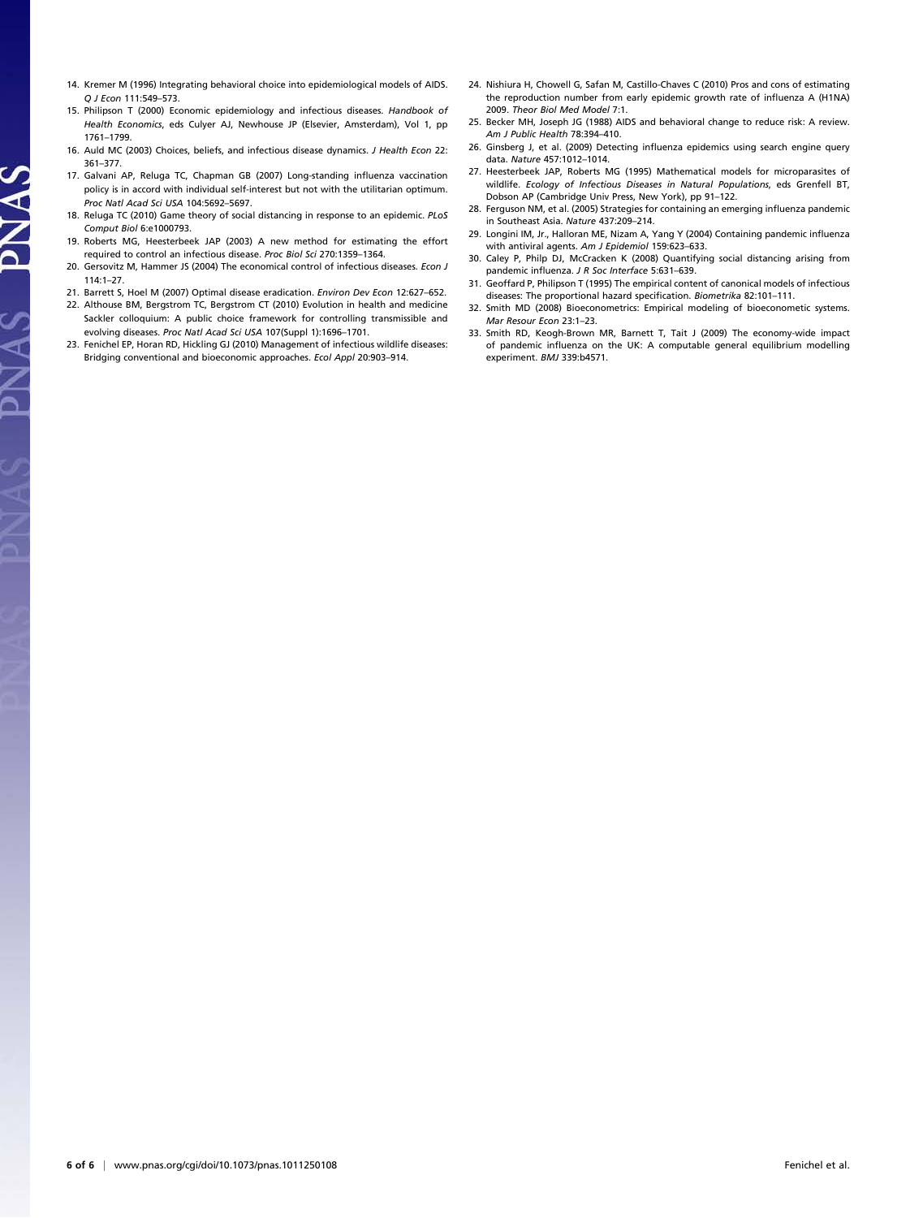14. Kremer M (1996) Integrating behavioral choice into epidemiological models of AIDS. *Q J Econ* 111:549–573.
15. Philipson T (2000) Economic epidemiology and infectious diseases. *Handbook of Health Economics*, eds Culyer AJ, Newhouse JP (Elsevier, Amsterdam), Vol 1, pp 1761–1799.
16. Auld MC (2003) Choices, beliefs, and infectious disease dynamics. *J Health Econ* 22: 361–377.
17. Galvani AP, Reluga TC, Chapman GB (2007) Long-standing influenza vaccination policy is in accord with individual self-interest but not with the utilitarian optimum. *Proc Natl Acad Sci USA* 104:5692–5697.
18. Reluga TC (2010) Game theory of social distancing in response to an epidemic. *PLoS Comput Biol* 6:e1000793.
19. Roberts MG, Heesterbeek JAP (2003) A new method for estimating the effort required to control an infectious disease. *Proc Biol Sci* 270:1359–1364.
20. Gersovitz M, Hammer JS (2004) The economical control of infectious diseases. *Econ J* 114:1–27.
21. Barrett S, Hoel M (2007) Optimal disease eradication. *Environ Dev Econ* 12:627–652.
22. Althouse BM, Bergstrom TC, Bergstrom CT (2010) Evolution in health and medicine Sackler colloquium: A public choice framework for controlling transmissible and evolving diseases. *Proc Natl Acad Sci USA* 107(Suppl 1):1696–1701.
23. Fenichel EP, Horan RD, Hickling GJ (2010) Management of infectious wildlife diseases: Bridging conventional and bioeconomic approaches. *Ecol Appl* 20:903–914.
24. Nishiura H, Chowell G, Safan M, Castillo-Chaves C (2010) Pros and cons of estimating the reproduction number from early epidemic growth rate of influenza A (H1NA) 2009. *Theor Biol Med Model* 7:1.
25. Becker MH, Joseph JG (1988) AIDS and behavioral change to reduce risk: A review. *Am J Public Health* 78:394–410.
26. Ginsberg J, et al. (2009) Detecting influenza epidemics using search engine query data. *Nature* 457:1012–1014.
27. Heesterbeek JAP, Roberts MG (1995) Mathematical models for microparasites of wildlife. *Ecology of Infectious Diseases in Natural Populations*, eds Grenfell BT, Dobson AP (Cambridge Univ Press, New York), pp 91–122.
28. Ferguson NM, et al. (2005) Strategies for containing an emerging influenza pandemic in Southeast Asia. *Nature* 437:209–214.
29. Longini IM, Jr., Halloran ME, Nizam A, Yang Y (2004) Containing pandemic influenza with antiviral agents. *Am J Epidemiol* 159:623–633.
30. Caley P, Philp DJ, McCracken K (2008) Quantifying social distancing arising from pandemic influenza. *J R Soc Interface* 5:631–639.
31. Geoffard P, Philipson T (1995) The empirical content of canonical models of infectious diseases: The proportional hazard specification. *Biometrika* 82:101–111.
32. Smith MD (2008) Bioeconometrics: Empirical modeling of bioeconometic systems. *Mar Resour Econ* 23:1–23.
33. Smith RD, Keogh-Brown MR, Barnett T, Tait J (2009) The economy-wide impact of pandemic influenza on the UK: A computable general equilibrium modelling experiment. *BMJ* 339:b4571.